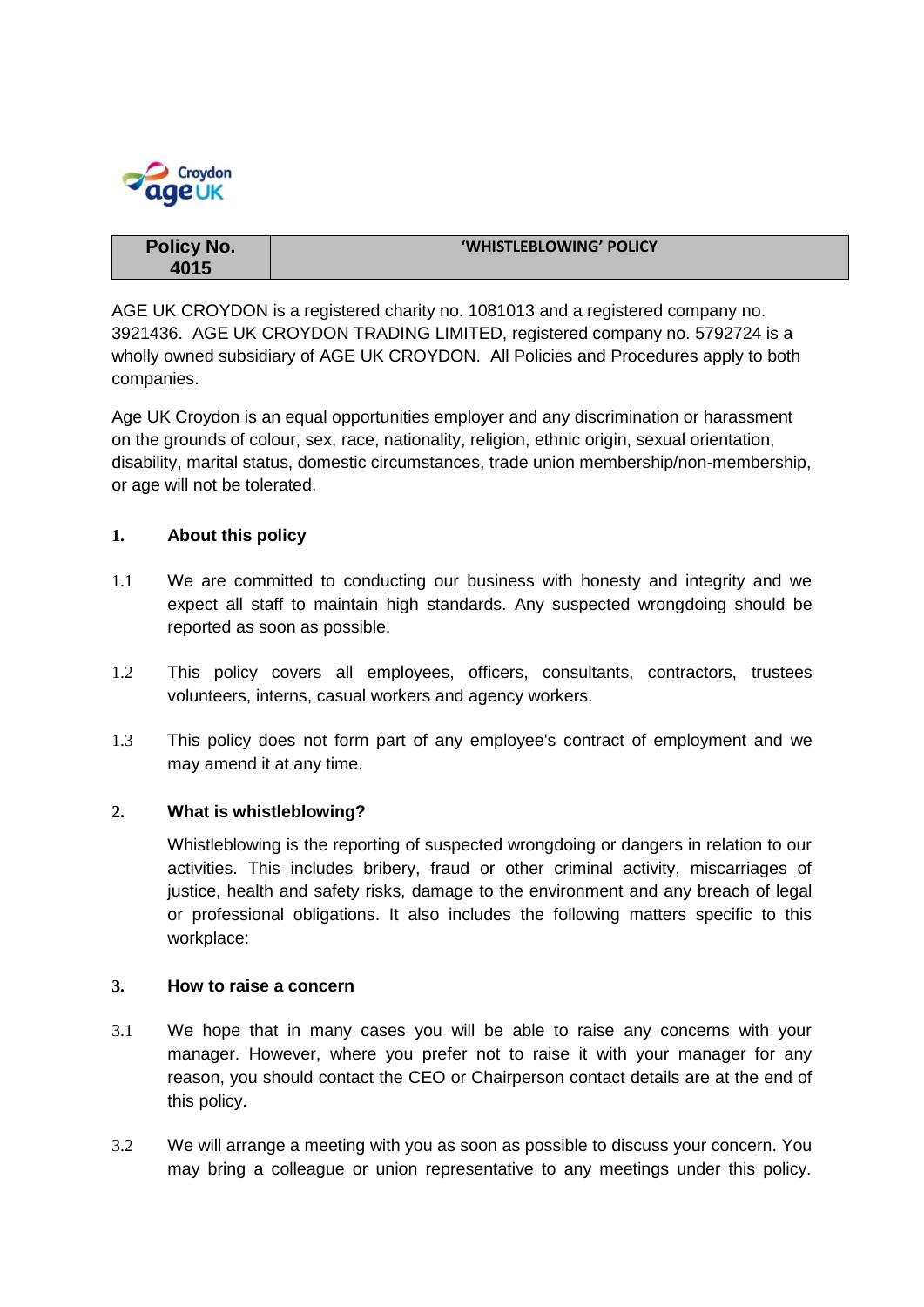| Policy No. 4015 | 'WHISTLEBLOWING' POLICY |
|---|---|

AGE UK CROYDON is a registered charity no. 1081013 and a registered company no. 3921436. AGE UK CROYDON TRADING LIMITED, registered company no. 5792724 is a wholly owned subsidiary of AGE UK CROYDON. All Policies and Procedures apply to both companies.

Age UK Croydon is an equal opportunities employer and any discrimination or harassment on the grounds of colour, sex, race, nationality, religion, ethnic origin, sexual orientation, disability, marital status, domestic circumstances, trade union membership/non-membership, or age will not be tolerated.

## 1. About this policy

1.1 We are committed to conducting our business with honesty and integrity and we expect all staff to maintain high standards. Any suspected wrongdoing should be reported as soon as possible.

1.2 This policy covers all employees, officers, consultants, contractors, trustees volunteers, interns, casual workers and agency workers.

1.3 This policy does not form part of any employee's contract of employment and we may amend it at any time.

## 2. What is whistleblowing?

Whistleblowing is the reporting of suspected wrongdoing or dangers in relation to our activities. This includes bribery, fraud or other criminal activity, miscarriages of justice, health and safety risks, damage to the environment and any breach of legal or professional obligations. It also includes the following matters specific to this workplace:

## 3. How to raise a concern

3.1 We hope that in many cases you will be able to raise any concerns with your manager. However, where you prefer not to raise it with your manager for any reason, you should contact the CEO or Chairperson contact details are at the end of this policy.

3.2 We will arrange a meeting with you as soon as possible to discuss your concern. You may bring a colleague or union representative to any meetings under this policy.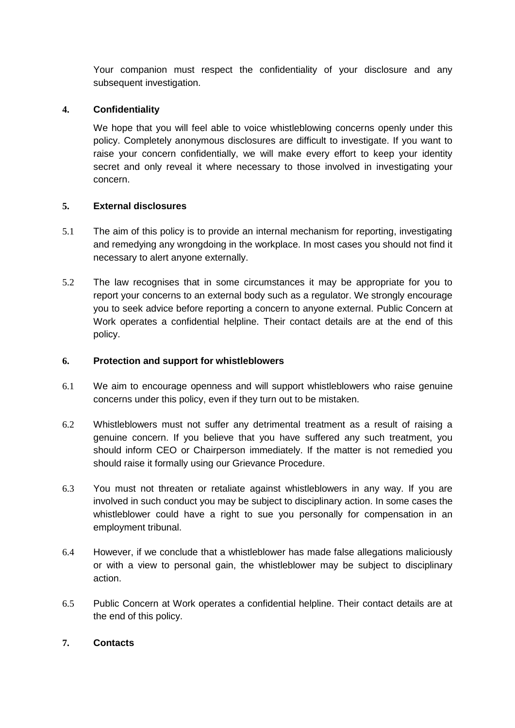Your companion must respect the confidentiality of your disclosure and any subsequent investigation.

## 4. Confidentiality

We hope that you will feel able to voice whistleblowing concerns openly under this policy. Completely anonymous disclosures are difficult to investigate. If you want to raise your concern confidentially, we will make every effort to keep your identity secret and only reveal it where necessary to those involved in investigating your concern.

## 5. External disclosures

5.1 The aim of this policy is to provide an internal mechanism for reporting, investigating and remedying any wrongdoing in the workplace. In most cases you should not find it necessary to alert anyone externally.

5.2 The law recognises that in some circumstances it may be appropriate for you to report your concerns to an external body such as a regulator. We strongly encourage you to seek advice before reporting a concern to anyone external. Public Concern at Work operates a confidential helpline. Their contact details are at the end of this policy.

## 6. Protection and support for whistleblowers

6.1 We aim to encourage openness and will support whistleblowers who raise genuine concerns under this policy, even if they turn out to be mistaken.

6.2 Whistleblowers must not suffer any detrimental treatment as a result of raising a genuine concern. If you believe that you have suffered any such treatment, you should inform CEO or Chairperson immediately. If the matter is not remedied you should raise it formally using our Grievance Procedure.

6.3 You must not threaten or retaliate against whistleblowers in any way. If you are involved in such conduct you may be subject to disciplinary action. In some cases the whistleblower could have a right to sue you personally for compensation in an employment tribunal.

6.4 However, if we conclude that a whistleblower has made false allegations maliciously or with a view to personal gain, the whistleblower may be subject to disciplinary action.

6.5 Public Concern at Work operates a confidential helpline. Their contact details are at the end of this policy.

## 7. Contacts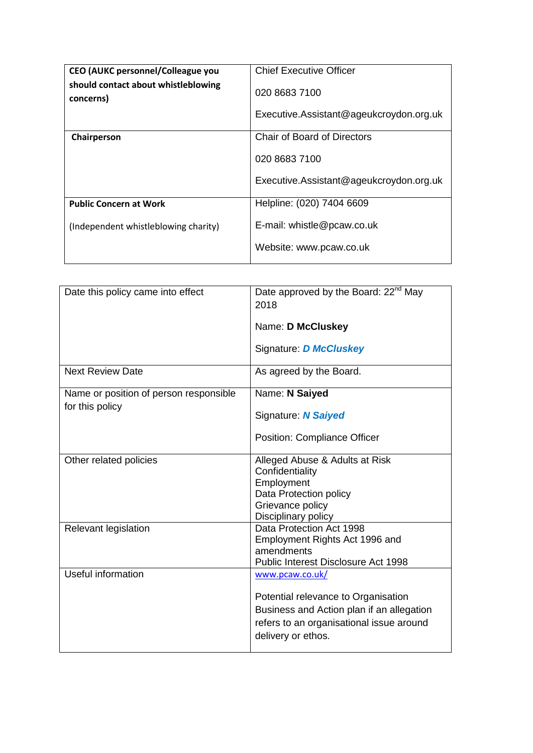| | |
|---|---|
| **CEO (AUKC personnel/Colleague you should contact about whistleblowing concerns)** | Chief Executive Officer<br><br>020 8683 7100<br><br>Executive.Assistant@ageukcroydon.org.uk |
| **Chairperson** | Chair of Board of Directors<br><br>020 8683 7100<br><br>Executive.Assistant@ageukcroydon.org.uk |
| **Public Concern at Work**<br><br>(Independent whistleblowing charity) | Helpline: (020) 7404 6609<br><br>E-mail: whistle@pcaw.co.uk<br><br>Website: www.pcaw.co.uk |

| | |
|---|---|
| Date this policy came into effect | Date approved by the Board: 22nd May 2018<br><br>Name: **D McCluskey**<br><br>Signature: ***D McCluskey*** |
| Next Review Date | As agreed by the Board. |
| Name or position of person responsible for this policy | Name: **N Saiyed**<br><br>Signature: ***N Saiyed***<br><br>Position: Compliance Officer |
| Other related policies | Alleged Abuse & Adults at Risk<br>Confidentiality<br>Employment<br>Data Protection policy<br>Grievance policy<br>Disciplinary policy |
| Relevant legislation | Data Protection Act 1998<br>Employment Rights Act 1996 and amendments<br>Public Interest Disclosure Act 1998 |
| Useful information | www.pcaw.co.uk/<br><br>Potential relevance to Organisation Business and Action plan if an allegation refers to an organisational issue around delivery or ethos. |